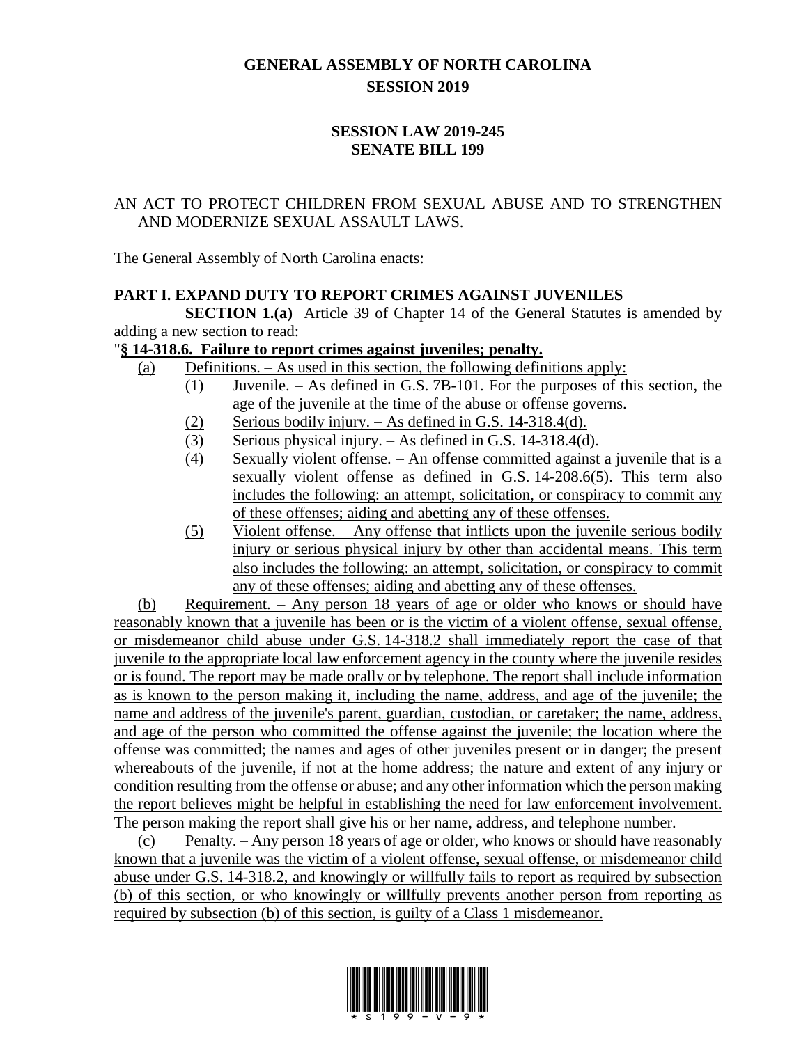# GENERAL ASSEMBLY OF NORTH CAROLINA
## SESSION 2019

### SESSION LAW 2019-245
### SENATE BILL 199

AN ACT TO PROTECT CHILDREN FROM SEXUAL ABUSE AND TO STRENGTHEN AND MODERNIZE SEXUAL ASSAULT LAWS.

The General Assembly of North Carolina enacts:

**PART I. EXPAND DUTY TO REPORT CRIMES AGAINST JUVENILES**

**SECTION 1.(a)** Article 39 of Chapter 14 of the General Statutes is amended by adding a new section to read:

"**§ 14-318.6. Failure to report crimes against juveniles; penalty.**

(a) Definitions. – As used in this section, the following definitions apply:

(1) Juvenile. – As defined in G.S. 7B-101. For the purposes of this section, the age of the juvenile at the time of the abuse or offense governs.

(2) Serious bodily injury. – As defined in G.S. 14-318.4(d).

(3) Serious physical injury. – As defined in G.S. 14-318.4(d).

(4) Sexually violent offense. – An offense committed against a juvenile that is a sexually violent offense as defined in G.S. 14-208.6(5). This term also includes the following: an attempt, solicitation, or conspiracy to commit any of these offenses; aiding and abetting any of these offenses.

(5) Violent offense. – Any offense that inflicts upon the juvenile serious bodily injury or serious physical injury by other than accidental means. This term also includes the following: an attempt, solicitation, or conspiracy to commit any of these offenses; aiding and abetting any of these offenses.

(b) Requirement. – Any person 18 years of age or older who knows or should have reasonably known that a juvenile has been or is the victim of a violent offense, sexual offense, or misdemeanor child abuse under G.S. 14-318.2 shall immediately report the case of that juvenile to the appropriate local law enforcement agency in the county where the juvenile resides or is found. The report may be made orally or by telephone. The report shall include information as is known to the person making it, including the name, address, and age of the juvenile; the name and address of the juvenile's parent, guardian, custodian, or caretaker; the name, address, and age of the person who committed the offense against the juvenile; the location where the offense was committed; the names and ages of other juveniles present or in danger; the present whereabouts of the juvenile, if not at the home address; the nature and extent of any injury or condition resulting from the offense or abuse; and any other information which the person making the report believes might be helpful in establishing the need for law enforcement involvement. The person making the report shall give his or her name, address, and telephone number.

(c) Penalty. – Any person 18 years of age or older, who knows or should have reasonably known that a juvenile was the victim of a violent offense, sexual offense, or misdemeanor child abuse under G.S. 14-318.2, and knowingly or willfully fails to report as required by subsection (b) of this section, or who knowingly or willfully prevents another person from reporting as required by subsection (b) of this section, is guilty of a Class 1 misdemeanor.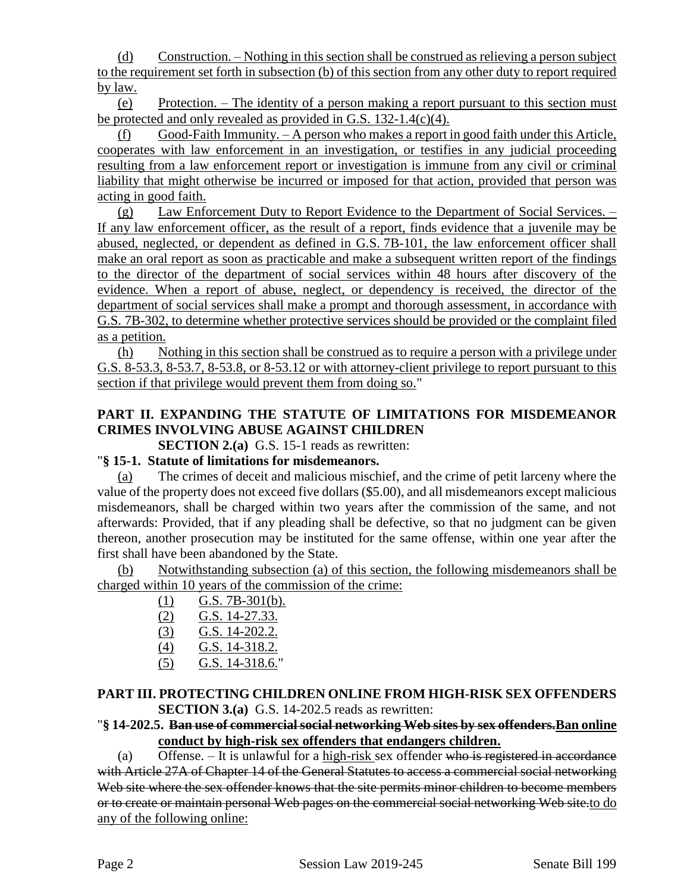(d) Construction. – Nothing in this section shall be construed as relieving a person subject to the requirement set forth in subsection (b) of this section from any other duty to report required by law.

(e) Protection. – The identity of a person making a report pursuant to this section must be protected and only revealed as provided in G.S. 132-1.4(c)(4).

(f) Good-Faith Immunity. – A person who makes a report in good faith under this Article, cooperates with law enforcement in an investigation, or testifies in any judicial proceeding resulting from a law enforcement report or investigation is immune from any civil or criminal liability that might otherwise be incurred or imposed for that action, provided that person was acting in good faith.

(g) Law Enforcement Duty to Report Evidence to the Department of Social Services. – If any law enforcement officer, as the result of a report, finds evidence that a juvenile may be abused, neglected, or dependent as defined in G.S. 7B-101, the law enforcement officer shall make an oral report as soon as practicable and make a subsequent written report of the findings to the director of the department of social services within 48 hours after discovery of the evidence. When a report of abuse, neglect, or dependency is received, the director of the department of social services shall make a prompt and thorough assessment, in accordance with G.S. 7B-302, to determine whether protective services should be provided or the complaint filed as a petition.

(h) Nothing in this section shall be construed as to require a person with a privilege under G.S. 8-53.3, 8-53.7, 8-53.8, or 8-53.12 or with attorney-client privilege to report pursuant to this section if that privilege would prevent them from doing so."

**PART II. EXPANDING THE STATUTE OF LIMITATIONS FOR MISDEMEANOR CRIMES INVOLVING ABUSE AGAINST CHILDREN**

**SECTION 2.(a)** G.S. 15-1 reads as rewritten:

"**§ 15-1. Statute of limitations for misdemeanors.**

(a) The crimes of deceit and malicious mischief, and the crime of petit larceny where the value of the property does not exceed five dollars ($5.00), and all misdemeanors except malicious misdemeanors, shall be charged within two years after the commission of the same, and not afterwards: Provided, that if any pleading shall be defective, so that no judgment can be given thereon, another prosecution may be instituted for the same offense, within one year after the first shall have been abandoned by the State.

(b) Notwithstanding subsection (a) of this section, the following misdemeanors shall be charged within 10 years of the commission of the crime:

(1) G.S. 7B-301(b).
(2) G.S. 14-27.33.
(3) G.S. 14-202.2.
(4) G.S. 14-318.2.
(5) G.S. 14-318.6."

**PART III. PROTECTING CHILDREN ONLINE FROM HIGH-RISK SEX OFFENDERS**

**SECTION 3.(a)** G.S. 14-202.5 reads as rewritten:

"**§ 14-202.5. ~~Ban use of commercial social networking Web sites by sex offenders.~~Ban online conduct by high-risk sex offenders that endangers children.**

(a) Offense. – It is unlawful for a high-risk sex offender ~~who is registered in accordance with Article 27A of Chapter 14 of the General Statutes to access a commercial social networking Web site where the sex offender knows that the site permits minor children to become members or to create or maintain personal Web pages on the commercial social networking Web site.~~to do any of the following online: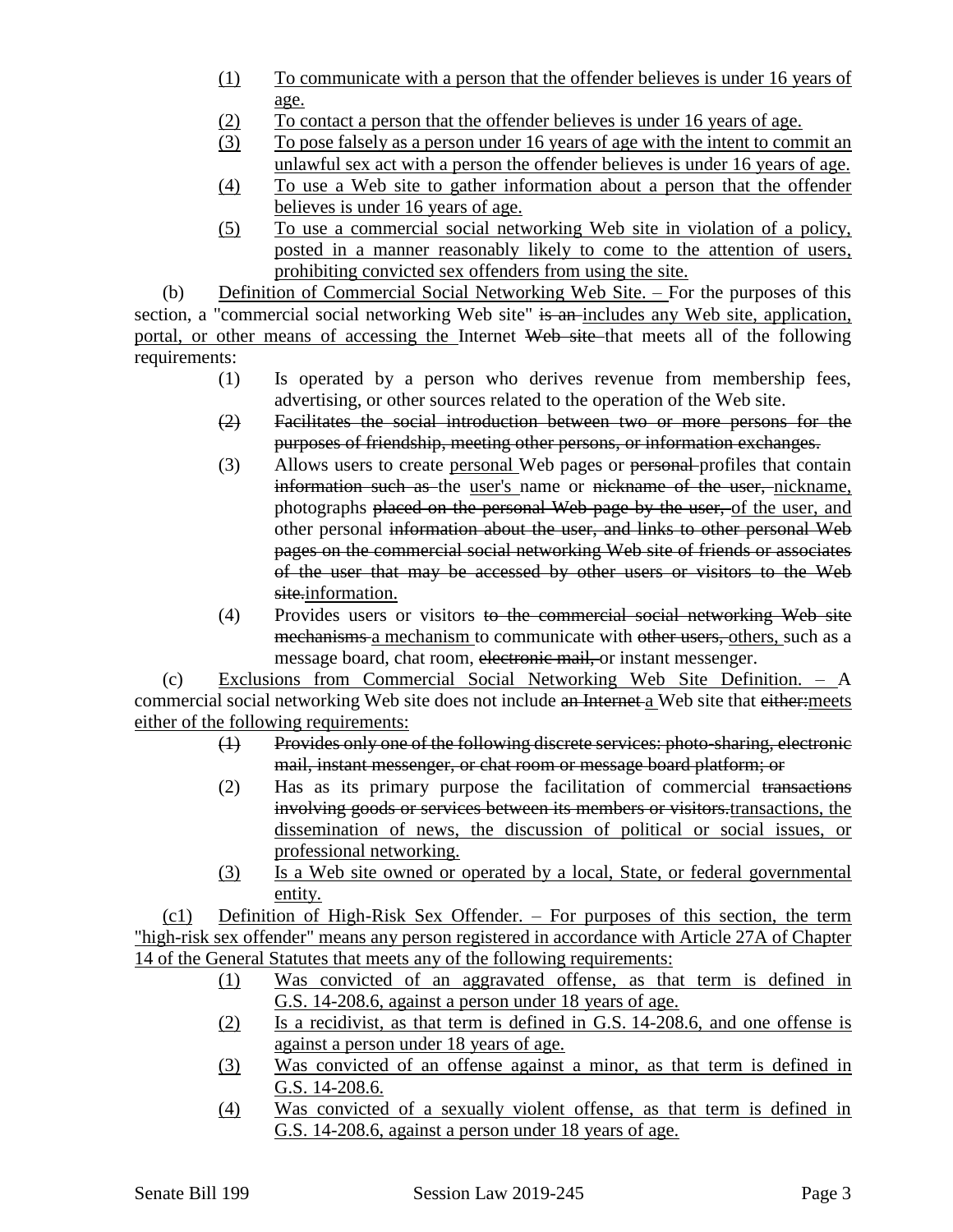(1) To communicate with a person that the offender believes is under 16 years of age.

(2) To contact a person that the offender believes is under 16 years of age.

(3) To pose falsely as a person under 16 years of age with the intent to commit an unlawful sex act with a person the offender believes is under 16 years of age.

(4) To use a Web site to gather information about a person that the offender believes is under 16 years of age.

(5) To use a commercial social networking Web site in violation of a policy, posted in a manner reasonably likely to come to the attention of users, prohibiting convicted sex offenders from using the site.

(b) Definition of Commercial Social Networking Web Site. – For the purposes of this section, a "commercial social networking Web site" ~~is an~~ includes any Web site, application, portal, or other means of accessing the Internet ~~Web site~~ that meets all of the following requirements:

(1) Is operated by a person who derives revenue from membership fees, advertising, or other sources related to the operation of the Web site.

~~(2) Facilitates the social introduction between two or more persons for the purposes of friendship, meeting other persons, or information exchanges.~~

(3) Allows users to create personal Web pages or ~~personal~~ profiles that contain ~~information such as~~ the user's name or ~~nickname of the user,~~ nickname, photographs ~~placed on the personal Web page by the user,~~ of the user, and other personal ~~information about the user, and links to other personal Web pages on the commercial social networking Web site of friends or associates of the user that may be accessed by other users or visitors to the Web site.~~information.

(4) Provides users or visitors ~~to the commercial social networking Web site mechanisms~~ a mechanism to communicate with ~~other users,~~ others, such as a message board, chat room, ~~electronic mail,~~ or instant messenger.

(c) Exclusions from Commercial Social Networking Web Site Definition. – A commercial social networking Web site does not include ~~an Internet~~ a Web site that ~~either:~~meets either of the following requirements:

~~(1) Provides only one of the following discrete services: photo-sharing, electronic mail, instant messenger, or chat room or message board platform; or~~

(2) Has as its primary purpose the facilitation of commercial ~~transactions involving goods or services between its members or visitors.~~transactions, the dissemination of news, the discussion of political or social issues, or professional networking.

(3) Is a Web site owned or operated by a local, State, or federal governmental entity.

(c1) Definition of High-Risk Sex Offender. – For purposes of this section, the term "high-risk sex offender" means any person registered in accordance with Article 27A of Chapter 14 of the General Statutes that meets any of the following requirements:

(1) Was convicted of an aggravated offense, as that term is defined in G.S. 14-208.6, against a person under 18 years of age.

(2) Is a recidivist, as that term is defined in G.S. 14-208.6, and one offense is against a person under 18 years of age.

(3) Was convicted of an offense against a minor, as that term is defined in G.S. 14-208.6.

(4) Was convicted of a sexually violent offense, as that term is defined in G.S. 14-208.6, against a person under 18 years of age.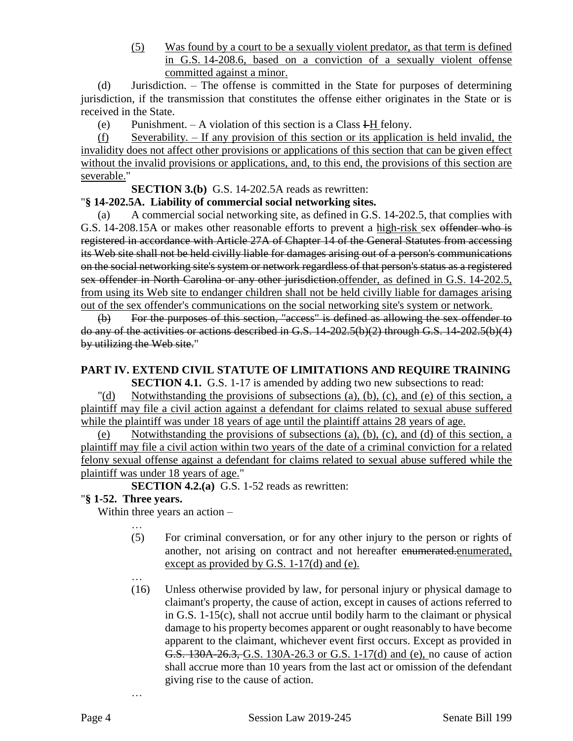(5) Was found by a court to be a sexually violent predator, as that term is defined in G.S. 14-208.6, based on a conviction of a sexually violent offense committed against a minor.

(d) Jurisdiction. – The offense is committed in the State for purposes of determining jurisdiction, if the transmission that constitutes the offense either originates in the State or is received in the State.

(e) Punishment. – A violation of this section is a Class ~~I~~H felony.

(f) Severability. – If any provision of this section or its application is held invalid, the invalidity does not affect other provisions or applications of this section that can be given effect without the invalid provisions or applications, and, to this end, the provisions of this section are severable."

**SECTION 3.(b)** G.S. 14-202.5A reads as rewritten:

"**§ 14-202.5A. Liability of commercial social networking sites.**

(a) A commercial social networking site, as defined in G.S. 14-202.5, that complies with G.S. 14-208.15A or makes other reasonable efforts to prevent a high-risk sex ~~offender who is registered in accordance with Article 27A of Chapter 14 of the General Statutes from accessing its Web site shall not be held civilly liable for damages arising out of a person's communications on the social networking site's system or network regardless of that person's status as a registered sex offender in North Carolina or any other jurisdiction.~~offender, as defined in G.S. 14-202.5, from using its Web site to endanger children shall not be held civilly liable for damages arising out of the sex offender's communications on the social networking site's system or network.

~~(b) For the purposes of this section, "access" is defined as allowing the sex offender to do any of the activities or actions described in G.S. 14-202.5(b)(2) through G.S. 14-202.5(b)(4) by utilizing the Web site.~~"

## PART IV. EXTEND CIVIL STATUTE OF LIMITATIONS AND REQUIRE TRAINING

**SECTION 4.1.** G.S. 1-17 is amended by adding two new subsections to read:

"(d) Notwithstanding the provisions of subsections (a), (b), (c), and (e) of this section, a plaintiff may file a civil action against a defendant for claims related to sexual abuse suffered while the plaintiff was under 18 years of age until the plaintiff attains 28 years of age.

(e) Notwithstanding the provisions of subsections (a), (b), (c), and (d) of this section, a plaintiff may file a civil action within two years of the date of a criminal conviction for a related felony sexual offense against a defendant for claims related to sexual abuse suffered while the plaintiff was under 18 years of age."

**SECTION 4.2.(a)** G.S. 1-52 reads as rewritten:

"**§ 1-52. Three years.**

Within three years an action –

…

(5) For criminal conversation, or for any other injury to the person or rights of another, not arising on contract and not hereafter ~~enumerated.~~enumerated, except as provided by G.S. 1-17(d) and (e).

…

(16) Unless otherwise provided by law, for personal injury or physical damage to claimant's property, the cause of action, except in causes of actions referred to in G.S. 1-15(c), shall not accrue until bodily harm to the claimant or physical damage to his property becomes apparent or ought reasonably to have become apparent to the claimant, whichever event first occurs. Except as provided in ~~G.S. 130A-26.3,~~ G.S. 130A-26.3 or G.S. 1-17(d) and (e), no cause of action shall accrue more than 10 years from the last act or omission of the defendant giving rise to the cause of action.

…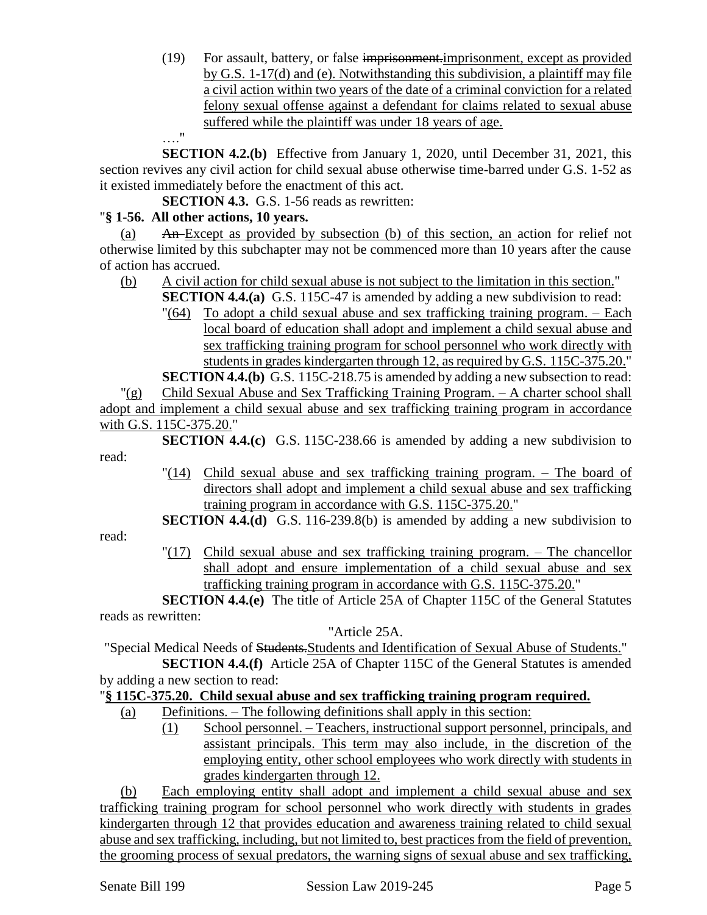(19) For assault, battery, or false ~~imprisonment.~~imprisonment, except as provided by G.S. 1-17(d) and (e). Notwithstanding this subdivision, a plaintiff may file a civil action within two years of the date of a criminal conviction for a related felony sexual offense against a defendant for claims related to sexual abuse suffered while the plaintiff was under 18 years of age.

…."

**SECTION 4.2.(b)** Effective from January 1, 2020, until December 31, 2021, this section revives any civil action for child sexual abuse otherwise time-barred under G.S. 1-52 as it existed immediately before the enactment of this act.

**SECTION 4.3.** G.S. 1-56 reads as rewritten:

"**§ 1-56. All other actions, 10 years.**

(a) ~~An~~ Except as provided by subsection (b) of this section, an action for relief not otherwise limited by this subchapter may not be commenced more than 10 years after the cause of action has accrued.

(b) A civil action for child sexual abuse is not subject to the limitation in this section."

**SECTION 4.4.(a)** G.S. 115C-47 is amended by adding a new subdivision to read:

"(64) To adopt a child sexual abuse and sex trafficking training program. – Each local board of education shall adopt and implement a child sexual abuse and sex trafficking training program for school personnel who work directly with students in grades kindergarten through 12, as required by G.S. 115C-375.20."

**SECTION 4.4.(b)** G.S. 115C-218.75 is amended by adding a new subsection to read:

"(g) Child Sexual Abuse and Sex Trafficking Training Program. – A charter school shall adopt and implement a child sexual abuse and sex trafficking program in accordance with G.S. 115C-375.20."

**SECTION 4.4.(c)** G.S. 115C-238.66 is amended by adding a new subdivision to read:

"(14) Child sexual abuse and sex trafficking training program. – The board of directors shall adopt and implement a child sexual abuse and sex trafficking training program in accordance with G.S. 115C-375.20."

**SECTION 4.4.(d)** G.S. 116-239.8(b) is amended by adding a new subdivision to read:

"(17) Child sexual abuse and sex trafficking training program. – The chancellor shall adopt and ensure implementation of a child sexual abuse and sex trafficking training program in accordance with G.S. 115C-375.20."

**SECTION 4.4.(e)** The title of Article 25A of Chapter 115C of the General Statutes reads as rewritten:

"Article 25A.

"Special Medical Needs of ~~Students.~~Students and Identification of Sexual Abuse of Students."

**SECTION 4.4.(f)** Article 25A of Chapter 115C of the General Statutes is amended by adding a new section to read:

"**§ 115C-375.20. Child sexual abuse and sex trafficking training program required.**

(a) Definitions. – The following definitions shall apply in this section:

(1) School personnel. – Teachers, instructional support personnel, principals, and assistant principals. This term may also include, in the discretion of the employing entity, other school employees who work directly with students in grades kindergarten through 12.

(b) Each employing entity shall adopt and implement a child sexual abuse and sex trafficking training program for school personnel who work directly with students in grades kindergarten through 12 that provides education and awareness training related to child sexual abuse and sex trafficking, including, but not limited to, best practices from the field of prevention, the grooming process of sexual predators, the warning signs of sexual abuse and sex trafficking,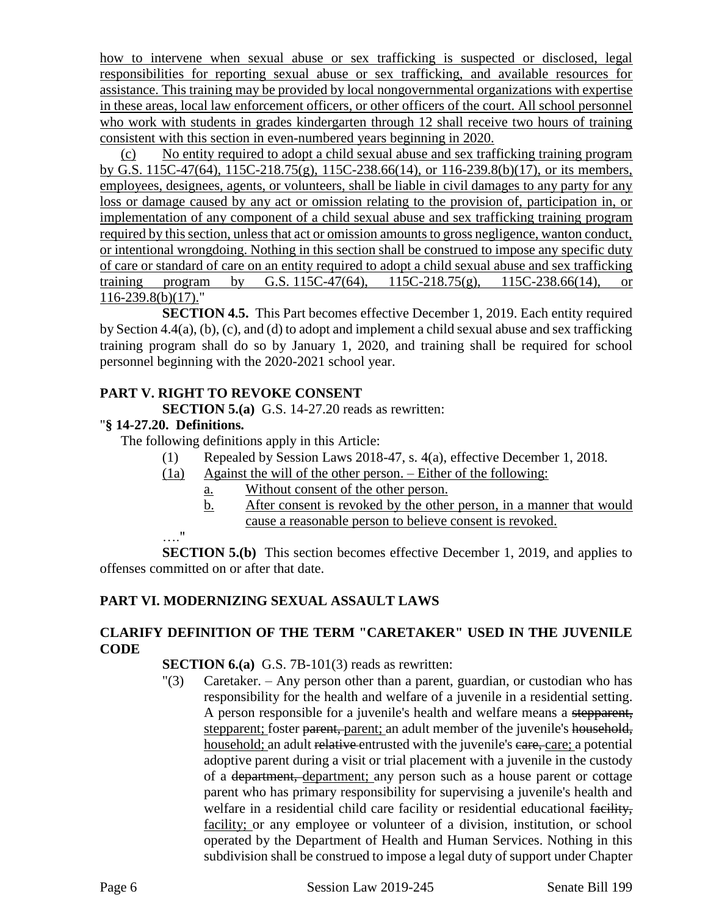how to intervene when sexual abuse or sex trafficking is suspected or disclosed, legal responsibilities for reporting sexual abuse or sex trafficking, and available resources for assistance. This training may be provided by local nongovernmental organizations with expertise in these areas, local law enforcement officers, or other officers of the court. All school personnel who work with students in grades kindergarten through 12 shall receive two hours of training consistent with this section in even-numbered years beginning in 2020.

(c) No entity required to adopt a child sexual abuse and sex trafficking training program by G.S. 115C-47(64), 115C-218.75(g), 115C-238.66(14), or 116-239.8(b)(17), or its members, employees, designees, agents, or volunteers, shall be liable in civil damages to any party for any loss or damage caused by any act or omission relating to the provision of, participation in, or implementation of any component of a child sexual abuse and sex trafficking training program required by this section, unless that act or omission amounts to gross negligence, wanton conduct, or intentional wrongdoing. Nothing in this section shall be construed to impose any specific duty of care or standard of care on an entity required to adopt a child sexual abuse and sex trafficking training program by G.S. 115C-47(64), 115C-218.75(g), 115C-238.66(14), or 116-239.8(b)(17)."

**SECTION 4.5.** This Part becomes effective December 1, 2019. Each entity required by Section 4.4(a), (b), (c), and (d) to adopt and implement a child sexual abuse and sex trafficking training program shall do so by January 1, 2020, and training shall be required for school personnel beginning with the 2020-2021 school year.

## PART V. RIGHT TO REVOKE CONSENT

**SECTION 5.(a)** G.S. 14-27.20 reads as rewritten:

"**§ 14-27.20. Definitions.**

The following definitions apply in this Article:

(1) Repealed by Session Laws 2018-47, s. 4(a), effective December 1, 2018.

(1a) Against the will of the other person. – Either of the following:

a. Without consent of the other person.

b. After consent is revoked by the other person, in a manner that would cause a reasonable person to believe consent is revoked.

…."

**SECTION 5.(b)** This section becomes effective December 1, 2019, and applies to offenses committed on or after that date.

## PART VI. MODERNIZING SEXUAL ASSAULT LAWS

### CLARIFY DEFINITION OF THE TERM "CARETAKER" USED IN THE JUVENILE CODE

**SECTION 6.(a)** G.S. 7B-101(3) reads as rewritten:

"(3) Caretaker. – Any person other than a parent, guardian, or custodian who has responsibility for the health and welfare of a juvenile in a residential setting. A person responsible for a juvenile's health and welfare means a ~~stepparent,~~ stepparent; foster ~~parent,~~ parent; an adult member of the juvenile's ~~household,~~ household; an adult ~~relative~~ entrusted with the juvenile's ~~care,~~ care; a potential adoptive parent during a visit or trial placement with a juvenile in the custody of a ~~department,~~ department; any person such as a house parent or cottage parent who has primary responsibility for supervising a juvenile's health and welfare in a residential child care facility or residential educational ~~facility,~~ facility; or any employee or volunteer of a division, institution, or school operated by the Department of Health and Human Services. Nothing in this subdivision shall be construed to impose a legal duty of support under Chapter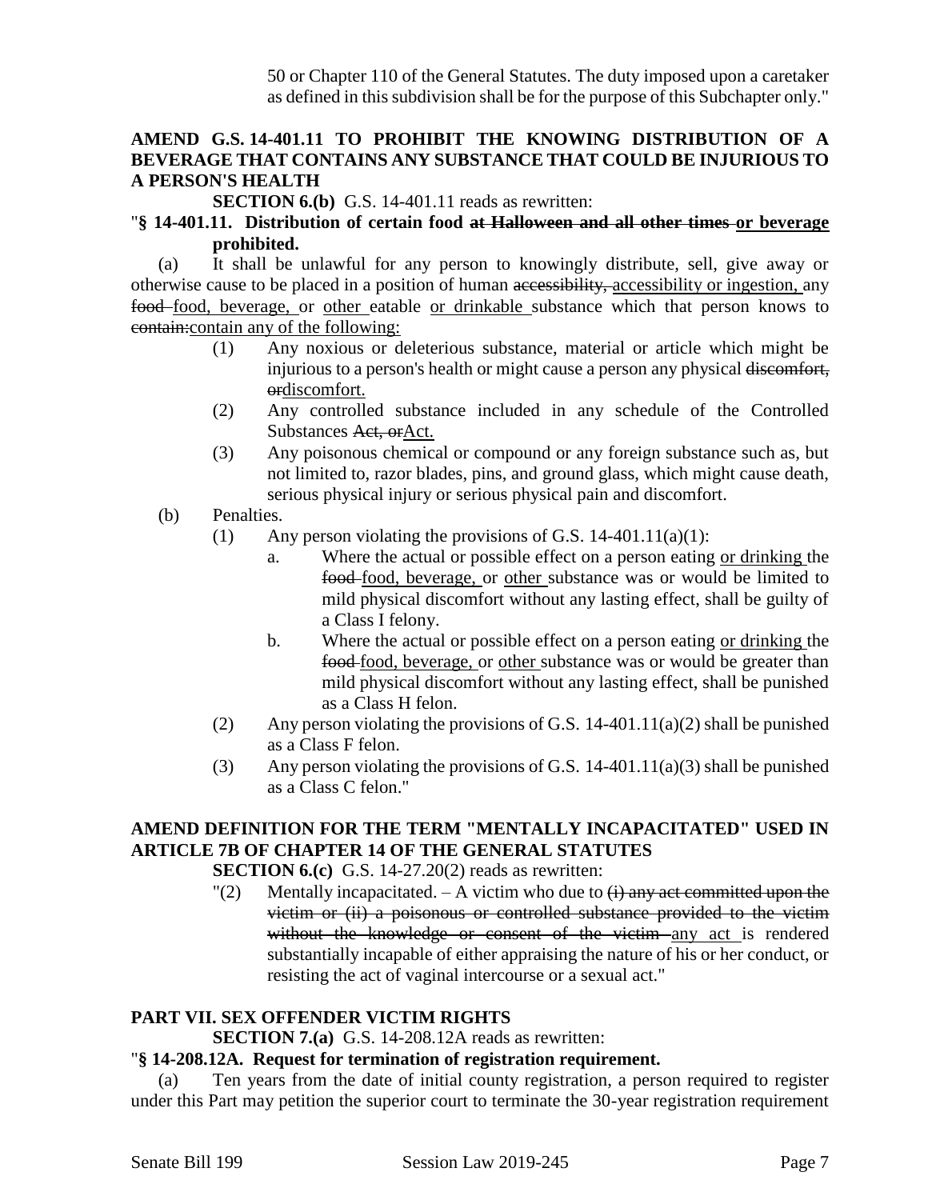50 or Chapter 110 of the General Statutes. The duty imposed upon a caretaker as defined in this subdivision shall be for the purpose of this Subchapter only."

**AMEND G.S. 14-401.11 TO PROHIBIT THE KNOWING DISTRIBUTION OF A BEVERAGE THAT CONTAINS ANY SUBSTANCE THAT COULD BE INJURIOUS TO A PERSON'S HEALTH**

**SECTION 6.(b)** G.S. 14-401.11 reads as rewritten:

"**§ 14-401.11. Distribution of certain food ~~at Halloween and all other times~~ <u>or beverage</u> prohibited.**

(a) It shall be unlawful for any person to knowingly distribute, sell, give away or otherwise cause to be placed in a position of human ~~accessibility,~~ <u>accessibility or ingestion,</u> any ~~food~~ <u>food, beverage,</u> or <u>other</u> eatable <u>or drinkable</u> substance which that person knows to ~~contain:~~<u>contain any of the following:</u>

(1) Any noxious or deleterious substance, material or article which might be injurious to a person's health or might cause a person any physical ~~discomfort, or~~<u>discomfort.</u>

(2) Any controlled substance included in any schedule of the Controlled Substances ~~Act, or~~<u>Act.</u>

(3) Any poisonous chemical or compound or any foreign substance such as, but not limited to, razor blades, pins, and ground glass, which might cause death, serious physical injury or serious physical pain and discomfort.

(b) Penalties.

(1) Any person violating the provisions of G.S. 14-401.11(a)(1):

a. Where the actual or possible effect on a person eating <u>or drinking</u> the ~~food~~ <u>food, beverage,</u> or <u>other</u> substance was or would be limited to mild physical discomfort without any lasting effect, shall be guilty of a Class I felony.

b. Where the actual or possible effect on a person eating <u>or drinking</u> the ~~food~~ <u>food, beverage,</u> or <u>other</u> substance was or would be greater than mild physical discomfort without any lasting effect, shall be punished as a Class H felon.

(2) Any person violating the provisions of G.S. 14-401.11(a)(2) shall be punished as a Class F felon.

(3) Any person violating the provisions of G.S. 14-401.11(a)(3) shall be punished as a Class C felon."

**AMEND DEFINITION FOR THE TERM "MENTALLY INCAPACITATED" USED IN ARTICLE 7B OF CHAPTER 14 OF THE GENERAL STATUTES**

**SECTION 6.(c)** G.S. 14-27.20(2) reads as rewritten:

"(2) Mentally incapacitated. – A victim who due to ~~(i) any act committed upon the victim or (ii) a poisonous or controlled substance provided to the victim without the knowledge or consent of the victim~~ <u>any act</u> is rendered substantially incapable of either appraising the nature of his or her conduct, or resisting the act of vaginal intercourse or a sexual act."

## PART VII. SEX OFFENDER VICTIM RIGHTS

**SECTION 7.(a)** G.S. 14-208.12A reads as rewritten:

"**§ 14-208.12A. Request for termination of registration requirement.**

(a) Ten years from the date of initial county registration, a person required to register under this Part may petition the superior court to terminate the 30-year registration requirement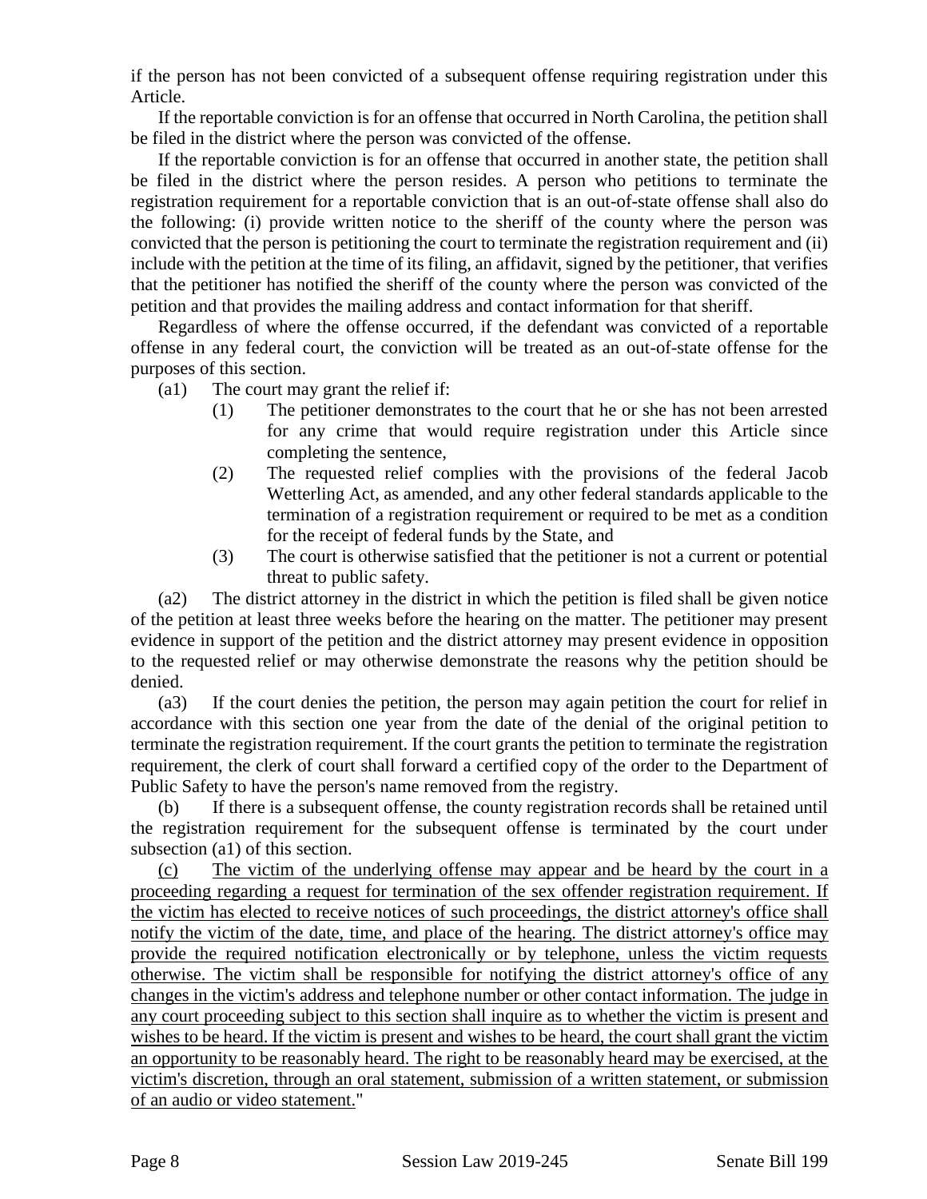if the person has not been convicted of a subsequent offense requiring registration under this Article.

If the reportable conviction is for an offense that occurred in North Carolina, the petition shall be filed in the district where the person was convicted of the offense.

If the reportable conviction is for an offense that occurred in another state, the petition shall be filed in the district where the person resides. A person who petitions to terminate the registration requirement for a reportable conviction that is an out-of-state offense shall also do the following: (i) provide written notice to the sheriff of the county where the person was convicted that the person is petitioning the court to terminate the registration requirement and (ii) include with the petition at the time of its filing, an affidavit, signed by the petitioner, that verifies that the petitioner has notified the sheriff of the county where the person was convicted of the petition and that provides the mailing address and contact information for that sheriff.

Regardless of where the offense occurred, if the defendant was convicted of a reportable offense in any federal court, the conviction will be treated as an out-of-state offense for the purposes of this section.

(a1) The court may grant the relief if:

(1) The petitioner demonstrates to the court that he or she has not been arrested for any crime that would require registration under this Article since completing the sentence,

(2) The requested relief complies with the provisions of the federal Jacob Wetterling Act, as amended, and any other federal standards applicable to the termination of a registration requirement or required to be met as a condition for the receipt of federal funds by the State, and

(3) The court is otherwise satisfied that the petitioner is not a current or potential threat to public safety.

(a2) The district attorney in the district in which the petition is filed shall be given notice of the petition at least three weeks before the hearing on the matter. The petitioner may present evidence in support of the petition and the district attorney may present evidence in opposition to the requested relief or may otherwise demonstrate the reasons why the petition should be denied.

(a3) If the court denies the petition, the person may again petition the court for relief in accordance with this section one year from the date of the denial of the original petition to terminate the registration requirement. If the court grants the petition to terminate the registration requirement, the clerk of court shall forward a certified copy of the order to the Department of Public Safety to have the person's name removed from the registry.

(b) If there is a subsequent offense, the county registration records shall be retained until the registration requirement for the subsequent offense is terminated by the court under subsection (a1) of this section.

<u>(c) The victim of the underlying offense may appear and be heard by the court in a proceeding regarding a request for termination of the sex offender registration requirement. If the victim has elected to receive notices of such proceedings, the district attorney's office shall notify the victim of the date, time, and place of the hearing. The district attorney's office may provide the required notification electronically or by telephone, unless the victim requests otherwise. The victim shall be responsible for notifying the district attorney's office of any changes in the victim's address and telephone number or other contact information. The judge in any court proceeding subject to this section shall inquire as to whether the victim is present and wishes to be heard. If the victim is present and wishes to be heard, the court shall grant the victim an opportunity to be reasonably heard. The right to be reasonably heard may be exercised, at the victim's discretion, through an oral statement, submission of a written statement, or submission of an audio or video statement.</u>"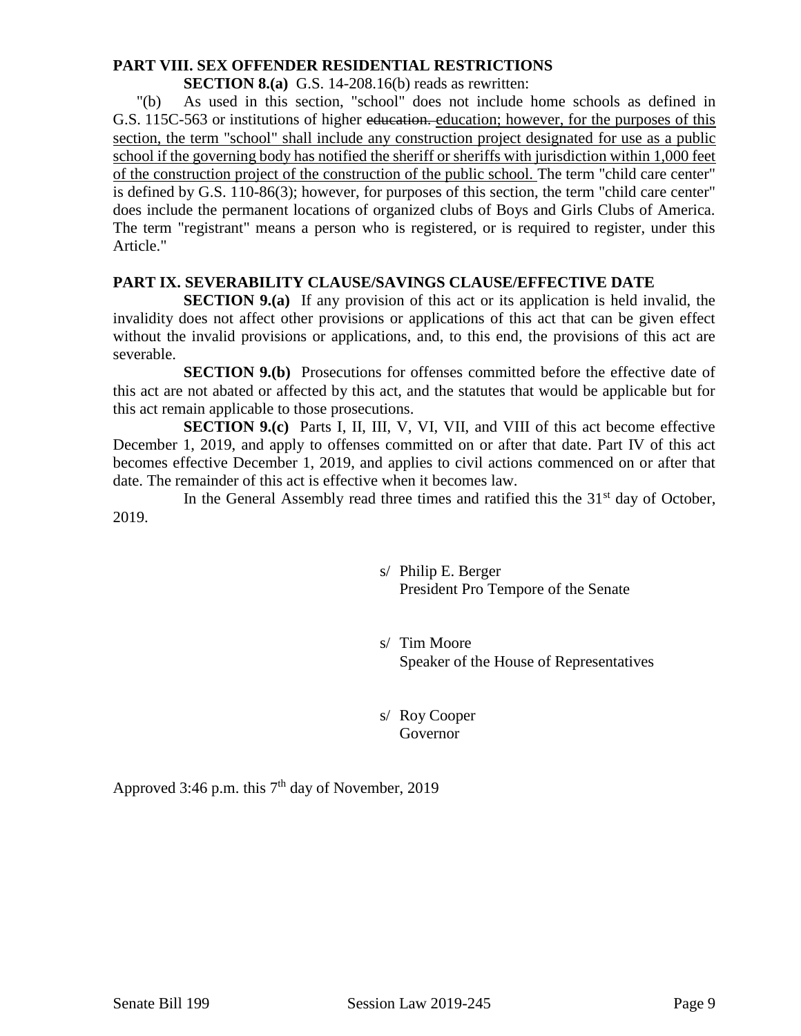**PART VIII. SEX OFFENDER RESIDENTIAL RESTRICTIONS**

**SECTION 8.(a)** G.S. 14-208.16(b) reads as rewritten:

"(b) As used in this section, "school" does not include home schools as defined in G.S. 115C-563 or institutions of higher ~~education.~~ education; however, for the purposes of this section, the term "school" shall include any construction project designated for use as a public school if the governing body has notified the sheriff or sheriffs with jurisdiction within 1,000 feet of the construction project of the construction of the public school. The term "child care center" is defined by G.S. 110-86(3); however, for purposes of this section, the term "child care center" does include the permanent locations of organized clubs of Boys and Girls Clubs of America. The term "registrant" means a person who is registered, or is required to register, under this Article."

**PART IX. SEVERABILITY CLAUSE/SAVINGS CLAUSE/EFFECTIVE DATE**

**SECTION 9.(a)** If any provision of this act or its application is held invalid, the invalidity does not affect other provisions or applications of this act that can be given effect without the invalid provisions or applications, and, to this end, the provisions of this act are severable.

**SECTION 9.(b)** Prosecutions for offenses committed before the effective date of this act are not abated or affected by this act, and the statutes that would be applicable but for this act remain applicable to those prosecutions.

**SECTION 9.(c)** Parts I, II, III, V, VI, VII, and VIII of this act become effective December 1, 2019, and apply to offenses committed on or after that date. Part IV of this act becomes effective December 1, 2019, and applies to civil actions commenced on or after that date. The remainder of this act is effective when it becomes law.

In the General Assembly read three times and ratified this the 31st day of October, 2019.

s/ Philip E. Berger
President Pro Tempore of the Senate

s/ Tim Moore
Speaker of the House of Representatives

s/ Roy Cooper
Governor

Approved 3:46 p.m. this 7th day of November, 2019